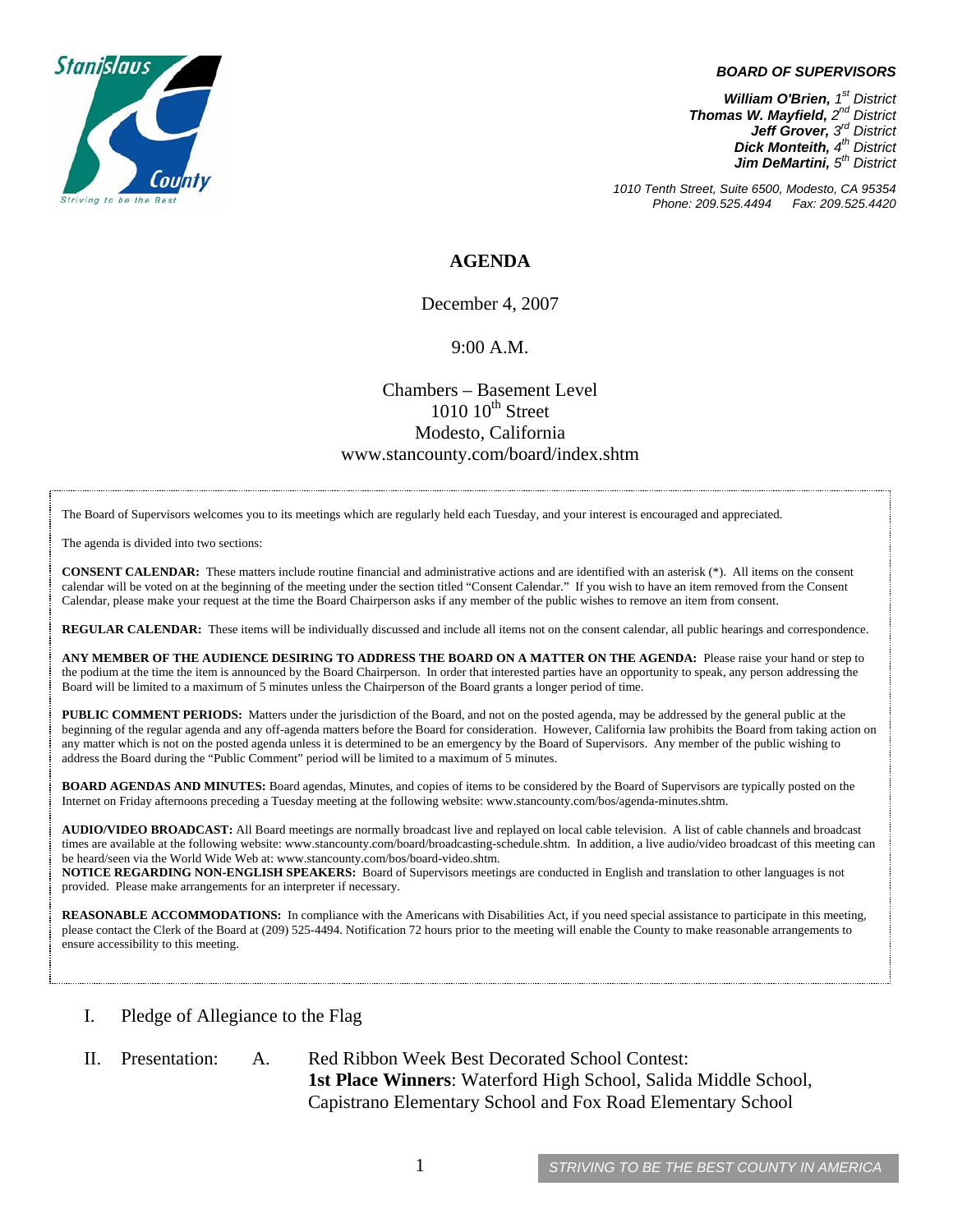Stanislaus County
Striving to be the Best

***BOARD OF SUPERVISORS***

***William O'Brien**, 1st District*
***Thomas W. Mayfield**, 2nd District*
***Jeff Grover**, 3rd District*
***Dick Monteith**, 4th District*
***Jim DeMartini**, 5th District*

*1010 Tenth Street, Suite 6500, Modesto, CA 95354*
*Phone: 209.525.4494 Fax: 209.525.4420*

# AGENDA

December 4, 2007

9:00 A.M.

Chambers – Basement Level
1010 10th Street
Modesto, California
www.stancounty.com/board/index.shtm

The Board of Supervisors welcomes you to its meetings which are regularly held each Tuesday, and your interest is encouraged and appreciated.

The agenda is divided into two sections:

**CONSENT CALENDAR:** These matters include routine financial and administrative actions and are identified with an asterisk (*). All items on the consent calendar will be voted on at the beginning of the meeting under the section titled "Consent Calendar." If you wish to have an item removed from the Consent Calendar, please make your request at the time the Board Chairperson asks if any member of the public wishes to remove an item from consent.

**REGULAR CALENDAR:** These items will be individually discussed and include all items not on the consent calendar, all public hearings and correspondence.

**ANY MEMBER OF THE AUDIENCE DESIRING TO ADDRESS THE BOARD ON A MATTER ON THE AGENDA:** Please raise your hand or step to the podium at the time the item is announced by the Board Chairperson. In order that interested parties have an opportunity to speak, any person addressing the Board will be limited to a maximum of 5 minutes unless the Chairperson of the Board grants a longer period of time.

**PUBLIC COMMENT PERIODS:** Matters under the jurisdiction of the Board, and not on the posted agenda, may be addressed by the general public at the beginning of the regular agenda and any off-agenda matters before the Board for consideration. However, California law prohibits the Board from taking action on any matter which is not on the posted agenda unless it is determined to be an emergency by the Board of Supervisors. Any member of the public wishing to address the Board during the "Public Comment" period will be limited to a maximum of 5 minutes.

**BOARD AGENDAS AND MINUTES:** Board agendas, Minutes, and copies of items to be considered by the Board of Supervisors are typically posted on the Internet on Friday afternoons preceding a Tuesday meeting at the following website: www.stancounty.com/bos/agenda-minutes.shtm.

**AUDIO/VIDEO BROADCAST:** All Board meetings are normally broadcast live and replayed on local cable television. A list of cable channels and broadcast times are available at the following website: www.stancounty.com/board/broadcasting-schedule.shtm. In addition, a live audio/video broadcast of this meeting can be heard/seen via the World Wide Web at: www.stancounty.com/bos/board-video.shtm.

**NOTICE REGARDING NON-ENGLISH SPEAKERS:** Board of Supervisors meetings are conducted in English and translation to other languages is not provided. Please make arrangements for an interpreter if necessary.

**REASONABLE ACCOMMODATIONS:** In compliance with the Americans with Disabilities Act, if you need special assistance to participate in this meeting, please contact the Clerk of the Board at (209) 525-4494. Notification 72 hours prior to the meeting will enable the County to make reasonable arrangements to ensure accessibility to this meeting.

I. Pledge of Allegiance to the Flag

II. Presentation: A. Red Ribbon Week Best Decorated School Contest: **1st Place Winners**: Waterford High School, Salida Middle School, Capistrano Elementary School and Fox Road Elementary School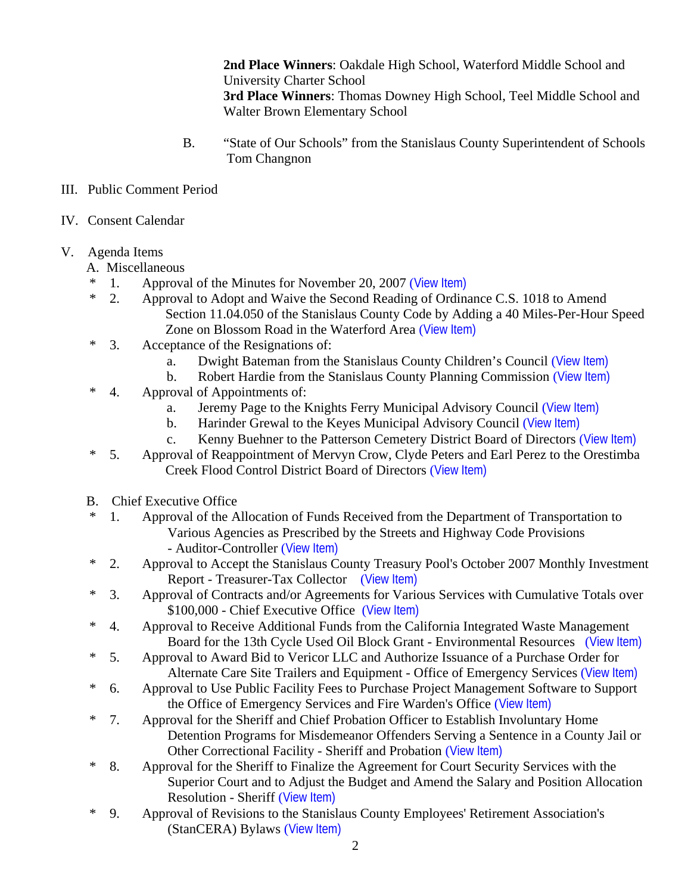**2nd Place Winners**: Oakdale High School, Waterford Middle School and University Charter School
**3rd Place Winners**: Thomas Downey High School, Teel Middle School and Walter Brown Elementary School

B. "State of Our Schools" from the Stanislaus County Superintendent of Schools Tom Changnon

III. Public Comment Period

IV. Consent Calendar

V. Agenda Items

A. Miscellaneous

\* 1. Approval of the Minutes for November 20, 2007 (View Item)

\* 2. Approval to Adopt and Waive the Second Reading of Ordinance C.S. 1018 to Amend Section 11.04.050 of the Stanislaus County Code by Adding a 40 Miles-Per-Hour Speed Zone on Blossom Road in the Waterford Area (View Item)

\* 3. Acceptance of the Resignations of:
   a. Dwight Bateman from the Stanislaus County Children's Council (View Item)
   b. Robert Hardie from the Stanislaus County Planning Commission (View Item)

\* 4. Approval of Appointments of:
   a. Jeremy Page to the Knights Ferry Municipal Advisory Council (View Item)
   b. Harinder Grewal to the Keyes Municipal Advisory Council (View Item)
   c. Kenny Buehner to the Patterson Cemetery District Board of Directors (View Item)

\* 5. Approval of Reappointment of Mervyn Crow, Clyde Peters and Earl Perez to the Orestimba Creek Flood Control District Board of Directors (View Item)

B. Chief Executive Office

\* 1. Approval of the Allocation of Funds Received from the Department of Transportation to Various Agencies as Prescribed by the Streets and Highway Code Provisions - Auditor-Controller (View Item)

\* 2. Approval to Accept the Stanislaus County Treasury Pool's October 2007 Monthly Investment Report - Treasurer-Tax Collector (View Item)

\* 3. Approval of Contracts and/or Agreements for Various Services with Cumulative Totals over $100,000 - Chief Executive Office (View Item)

\* 4. Approval to Receive Additional Funds from the California Integrated Waste Management Board for the 13th Cycle Used Oil Block Grant - Environmental Resources (View Item)

\* 5. Approval to Award Bid to Vericor LLC and Authorize Issuance of a Purchase Order for Alternate Care Site Trailers and Equipment - Office of Emergency Services (View Item)

\* 6. Approval to Use Public Facility Fees to Purchase Project Management Software to Support the Office of Emergency Services and Fire Warden's Office (View Item)

\* 7. Approval for the Sheriff and Chief Probation Officer to Establish Involuntary Home Detention Programs for Misdemeanor Offenders Serving a Sentence in a County Jail or Other Correctional Facility - Sheriff and Probation (View Item)

\* 8. Approval for the Sheriff to Finalize the Agreement for Court Security Services with the Superior Court and to Adjust the Budget and Amend the Salary and Position Allocation Resolution - Sheriff (View Item)

\* 9. Approval of Revisions to the Stanislaus County Employees' Retirement Association's (StanCERA) Bylaws (View Item)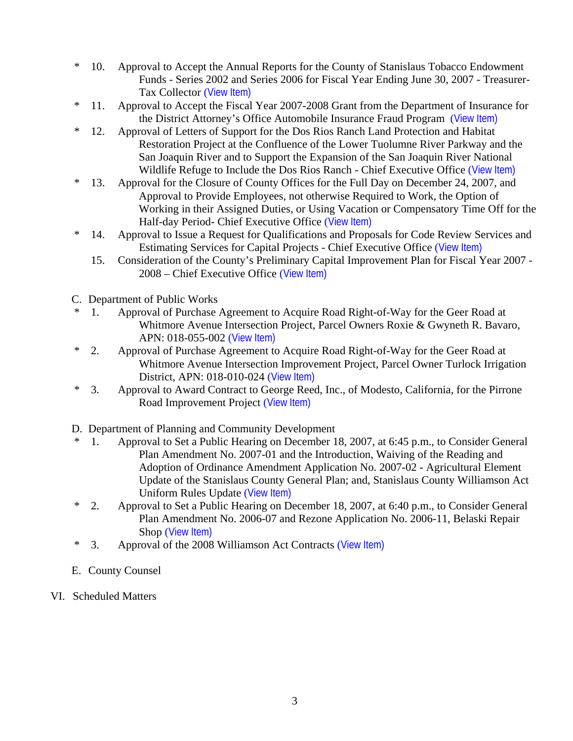\* 10. Approval to Accept the Annual Reports for the County of Stanislaus Tobacco Endowment Funds - Series 2002 and Series 2006 for Fiscal Year Ending June 30, 2007 - Treasurer-Tax Collector (View Item)

\* 11. Approval to Accept the Fiscal Year 2007-2008 Grant from the Department of Insurance for the District Attorney's Office Automobile Insurance Fraud Program (View Item)

\* 12. Approval of Letters of Support for the Dos Rios Ranch Land Protection and Habitat Restoration Project at the Confluence of the Lower Tuolumne River Parkway and the San Joaquin River and to Support the Expansion of the San Joaquin River National Wildlife Refuge to Include the Dos Rios Ranch - Chief Executive Office (View Item)

\* 13. Approval for the Closure of County Offices for the Full Day on December 24, 2007, and Approval to Provide Employees, not otherwise Required to Work, the Option of Working in their Assigned Duties, or Using Vacation or Compensatory Time Off for the Half-day Period- Chief Executive Office (View Item)

\* 14. Approval to Issue a Request for Qualifications and Proposals for Code Review Services and Estimating Services for Capital Projects - Chief Executive Office (View Item)

15. Consideration of the County's Preliminary Capital Improvement Plan for Fiscal Year 2007 - 2008 – Chief Executive Office (View Item)

C. Department of Public Works

\* 1. Approval of Purchase Agreement to Acquire Road Right-of-Way for the Geer Road at Whitmore Avenue Intersection Project, Parcel Owners Roxie & Gwyneth R. Bavaro, APN: 018-055-002 (View Item)

\* 2. Approval of Purchase Agreement to Acquire Road Right-of-Way for the Geer Road at Whitmore Avenue Intersection Improvement Project, Parcel Owner Turlock Irrigation District, APN: 018-010-024 (View Item)

\* 3. Approval to Award Contract to George Reed, Inc., of Modesto, California, for the Pirrone Road Improvement Project (View Item)

D. Department of Planning and Community Development

\* 1. Approval to Set a Public Hearing on December 18, 2007, at 6:45 p.m., to Consider General Plan Amendment No. 2007-01 and the Introduction, Waiving of the Reading and Adoption of Ordinance Amendment Application No. 2007-02 - Agricultural Element Update of the Stanislaus County General Plan; and, Stanislaus County Williamson Act Uniform Rules Update (View Item)

\* 2. Approval to Set a Public Hearing on December 18, 2007, at 6:40 p.m., to Consider General Plan Amendment No. 2006-07 and Rezone Application No. 2006-11, Belaski Repair Shop (View Item)

\* 3. Approval of the 2008 Williamson Act Contracts (View Item)

E. County Counsel

VI. Scheduled Matters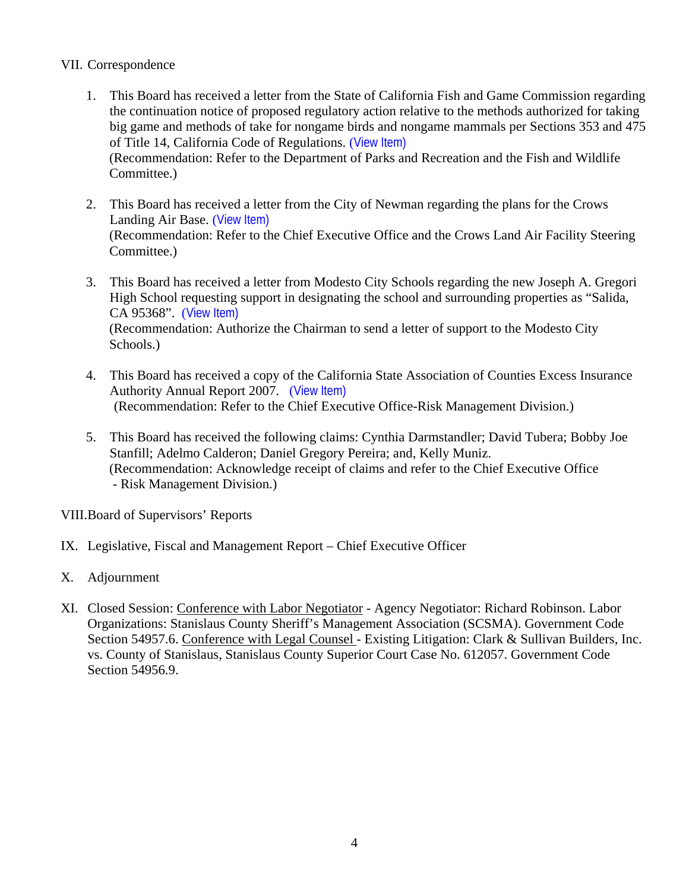VII. Correspondence

1. This Board has received a letter from the State of California Fish and Game Commission regarding the continuation notice of proposed regulatory action relative to the methods authorized for taking big game and methods of take for nongame birds and nongame mammals per Sections 353 and 475 of Title 14, California Code of Regulations. (View Item)
   (Recommendation: Refer to the Department of Parks and Recreation and the Fish and Wildlife Committee.)

2. This Board has received a letter from the City of Newman regarding the plans for the Crows Landing Air Base. (View Item)
   (Recommendation: Refer to the Chief Executive Office and the Crows Land Air Facility Steering Committee.)

3. This Board has received a letter from Modesto City Schools regarding the new Joseph A. Gregori High School requesting support in designating the school and surrounding properties as "Salida, CA 95368". (View Item)
   (Recommendation: Authorize the Chairman to send a letter of support to the Modesto City Schools.)

4. This Board has received a copy of the California State Association of Counties Excess Insurance Authority Annual Report 2007. (View Item)
   (Recommendation: Refer to the Chief Executive Office-Risk Management Division.)

5. This Board has received the following claims: Cynthia Darmstandler; David Tubera; Bobby Joe Stanfill; Adelmo Calderon; Daniel Gregory Pereira; and, Kelly Muniz.
   (Recommendation: Acknowledge receipt of claims and refer to the Chief Executive Office - Risk Management Division.)

VIII. Board of Supervisors' Reports

IX. Legislative, Fiscal and Management Report – Chief Executive Officer

X. Adjournment

XI. Closed Session: <u>Conference with Labor Negotiator</u> - Agency Negotiator: Richard Robinson. Labor Organizations: Stanislaus County Sheriff's Management Association (SCSMA). Government Code Section 54957.6. <u>Conference with Legal Counsel</u> - Existing Litigation: Clark & Sullivan Builders, Inc. vs. County of Stanislaus, Stanislaus County Superior Court Case No. 612057. Government Code Section 54956.9.